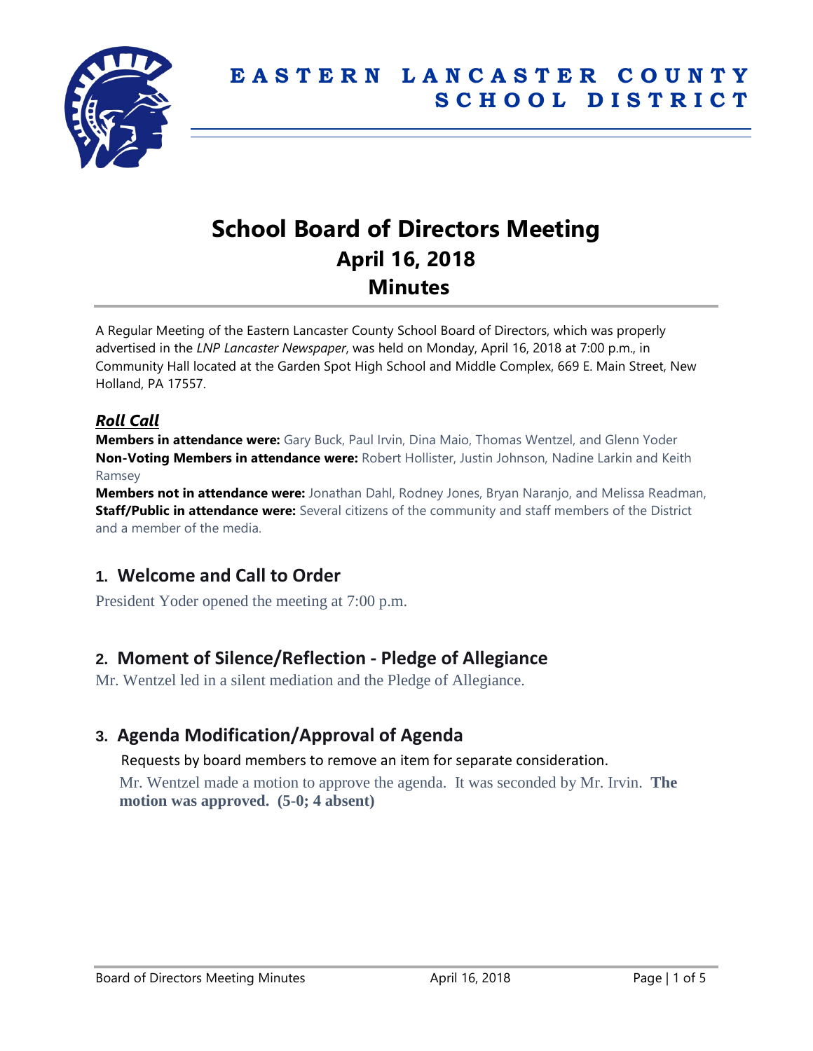# EASTERN LANCASTER COUNTY SCHOOL DISTRICT

# School Board of Directors Meeting
## April 16, 2018
## Minutes

A Regular Meeting of the Eastern Lancaster County School Board of Directors, which was properly advertised in the *LNP Lancaster Newspaper*, was held on Monday, April 16, 2018 at 7:00 p.m., in Community Hall located at the Garden Spot High School and Middle Complex, 669 E. Main Street, New Holland, PA 17557.

### ***Roll Call***

**Members in attendance were:** Gary Buck, Paul Irvin, Dina Maio, Thomas Wentzel, and Glenn Yoder
**Non-Voting Members in attendance were:** Robert Hollister, Justin Johnson, Nadine Larkin and Keith Ramsey
**Members not in attendance were:** Jonathan Dahl, Rodney Jones, Bryan Naranjo, and Melissa Readman,
**Staff/Public in attendance were:** Several citizens of the community and staff members of the District and a member of the media.

## 1. Welcome and Call to Order

President Yoder opened the meeting at 7:00 p.m.

## 2. Moment of Silence/Reflection - Pledge of Allegiance

Mr. Wentzel led in a silent mediation and the Pledge of Allegiance.

## 3. Agenda Modification/Approval of Agenda

Requests by board members to remove an item for separate consideration.

Mr. Wentzel made a motion to approve the agenda. It was seconded by Mr. Irvin. **The motion was approved. (5-0; 4 absent)**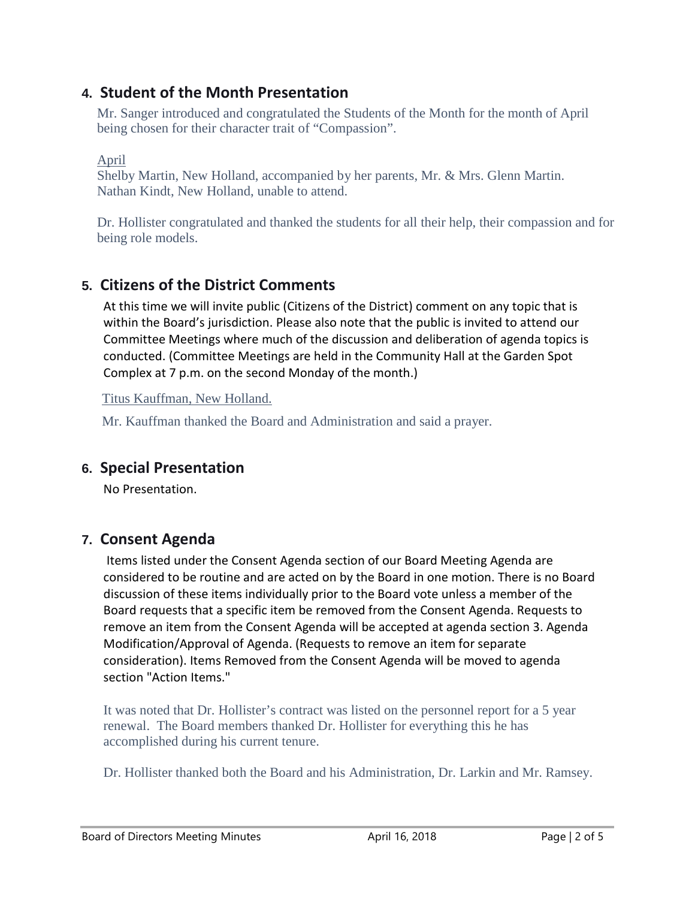## 4. Student of the Month Presentation

Mr. Sanger introduced and congratulated the Students of the Month for the month of April being chosen for their character trait of "Compassion".

April

Shelby Martin, New Holland, accompanied by her parents, Mr. & Mrs. Glenn Martin.
Nathan Kindt, New Holland, unable to attend.

Dr. Hollister congratulated and thanked the students for all their help, their compassion and for being role models.

## 5. Citizens of the District Comments

At this time we will invite public (Citizens of the District) comment on any topic that is within the Board's jurisdiction. Please also note that the public is invited to attend our Committee Meetings where much of the discussion and deliberation of agenda topics is conducted. (Committee Meetings are held in the Community Hall at the Garden Spot Complex at 7 p.m. on the second Monday of the month.)

Titus Kauffman, New Holland.

Mr. Kauffman thanked the Board and Administration and said a prayer.

## 6. Special Presentation

No Presentation.

## 7. Consent Agenda

Items listed under the Consent Agenda section of our Board Meeting Agenda are considered to be routine and are acted on by the Board in one motion. There is no Board discussion of these items individually prior to the Board vote unless a member of the Board requests that a specific item be removed from the Consent Agenda. Requests to remove an item from the Consent Agenda will be accepted at agenda section 3. Agenda Modification/Approval of Agenda. (Requests to remove an item for separate consideration). Items Removed from the Consent Agenda will be moved to agenda section "Action Items."

It was noted that Dr. Hollister's contract was listed on the personnel report for a 5 year renewal. The Board members thanked Dr. Hollister for everything this he has accomplished during his current tenure.

Dr. Hollister thanked both the Board and his Administration, Dr. Larkin and Mr. Ramsey.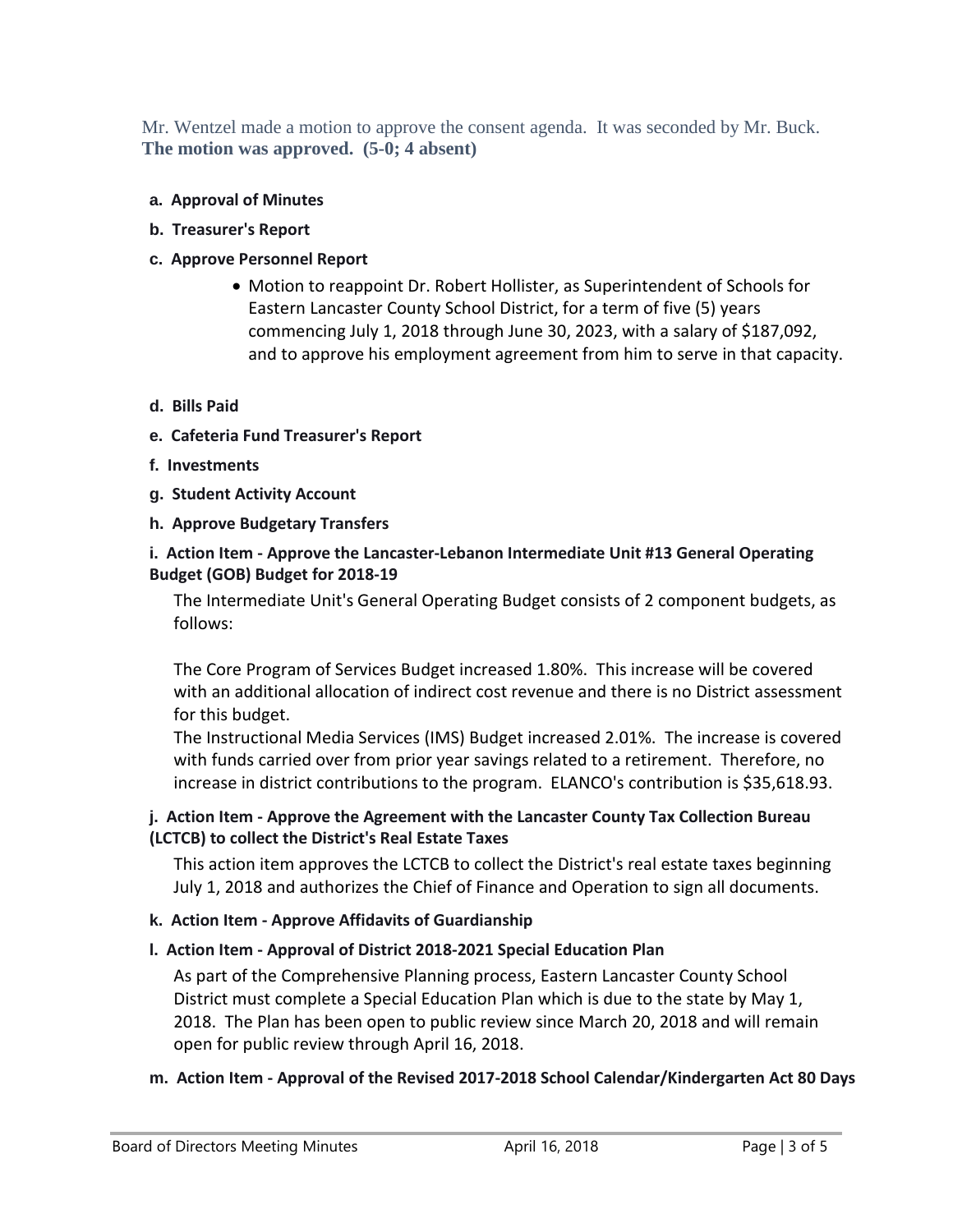Mr. Wentzel made a motion to approve the consent agenda. It was seconded by Mr. Buck. **The motion was approved. (5-0; 4 absent)**

**a. Approval of Minutes**

**b. Treasurer's Report**

**c. Approve Personnel Report**

- Motion to reappoint Dr. Robert Hollister, as Superintendent of Schools for Eastern Lancaster County School District, for a term of five (5) years commencing July 1, 2018 through June 30, 2023, with a salary of $187,092, and to approve his employment agreement from him to serve in that capacity.

**d. Bills Paid**

**e. Cafeteria Fund Treasurer's Report**

**f. Investments**

**g. Student Activity Account**

**h. Approve Budgetary Transfers**

**i. Action Item - Approve the Lancaster-Lebanon Intermediate Unit #13 General Operating Budget (GOB) Budget for 2018-19**

The Intermediate Unit's General Operating Budget consists of 2 component budgets, as follows:

The Core Program of Services Budget increased 1.80%. This increase will be covered with an additional allocation of indirect cost revenue and there is no District assessment for this budget.
The Instructional Media Services (IMS) Budget increased 2.01%. The increase is covered with funds carried over from prior year savings related to a retirement. Therefore, no increase in district contributions to the program. ELANCO's contribution is $35,618.93.

**j. Action Item - Approve the Agreement with the Lancaster County Tax Collection Bureau (LCTCB) to collect the District's Real Estate Taxes**

This action item approves the LCTCB to collect the District's real estate taxes beginning July 1, 2018 and authorizes the Chief of Finance and Operation to sign all documents.

**k. Action Item - Approve Affidavits of Guardianship**

**l. Action Item - Approval of District 2018-2021 Special Education Plan**

As part of the Comprehensive Planning process, Eastern Lancaster County School District must complete a Special Education Plan which is due to the state by May 1, 2018. The Plan has been open to public review since March 20, 2018 and will remain open for public review through April 16, 2018.

**m. Action Item - Approval of the Revised 2017-2018 School Calendar/Kindergarten Act 80 Days**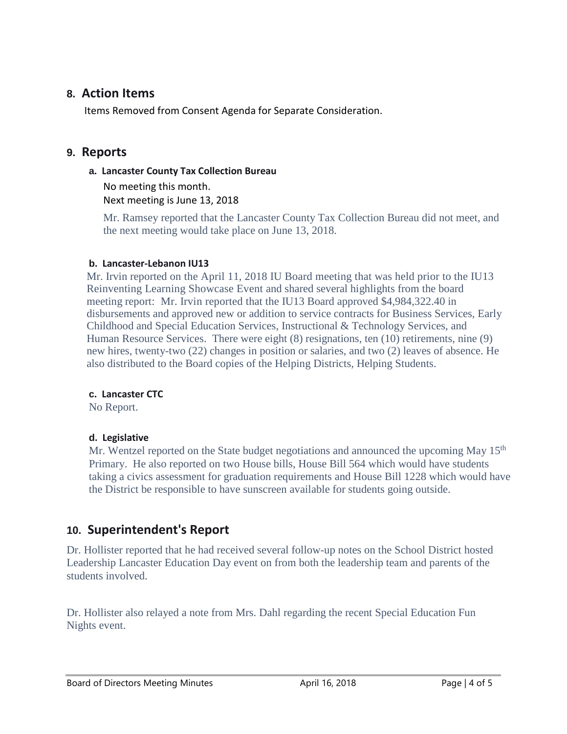## 8. Action Items

Items Removed from Consent Agenda for Separate Consideration.

## 9. Reports

### a. Lancaster County Tax Collection Bureau

No meeting this month.
Next meeting is June 13, 2018

Mr. Ramsey reported that the Lancaster County Tax Collection Bureau did not meet, and the next meeting would take place on June 13, 2018.

### b. Lancaster-Lebanon IU13

Mr. Irvin reported on the April 11, 2018 IU Board meeting that was held prior to the IU13 Reinventing Learning Showcase Event and shared several highlights from the board meeting report: Mr. Irvin reported that the IU13 Board approved $4,984,322.40 in disbursements and approved new or addition to service contracts for Business Services, Early Childhood and Special Education Services, Instructional & Technology Services, and Human Resource Services. There were eight (8) resignations, ten (10) retirements, nine (9) new hires, twenty-two (22) changes in position or salaries, and two (2) leaves of absence. He also distributed to the Board copies of the Helping Districts, Helping Students.

### c. Lancaster CTC

No Report.

### d. Legislative

Mr. Wentzel reported on the State budget negotiations and announced the upcoming May 15th Primary. He also reported on two House bills, House Bill 564 which would have students taking a civics assessment for graduation requirements and House Bill 1228 which would have the District be responsible to have sunscreen available for students going outside.

## 10. Superintendent's Report

Dr. Hollister reported that he had received several follow-up notes on the School District hosted Leadership Lancaster Education Day event on from both the leadership team and parents of the students involved.

Dr. Hollister also relayed a note from Mrs. Dahl regarding the recent Special Education Fun Nights event.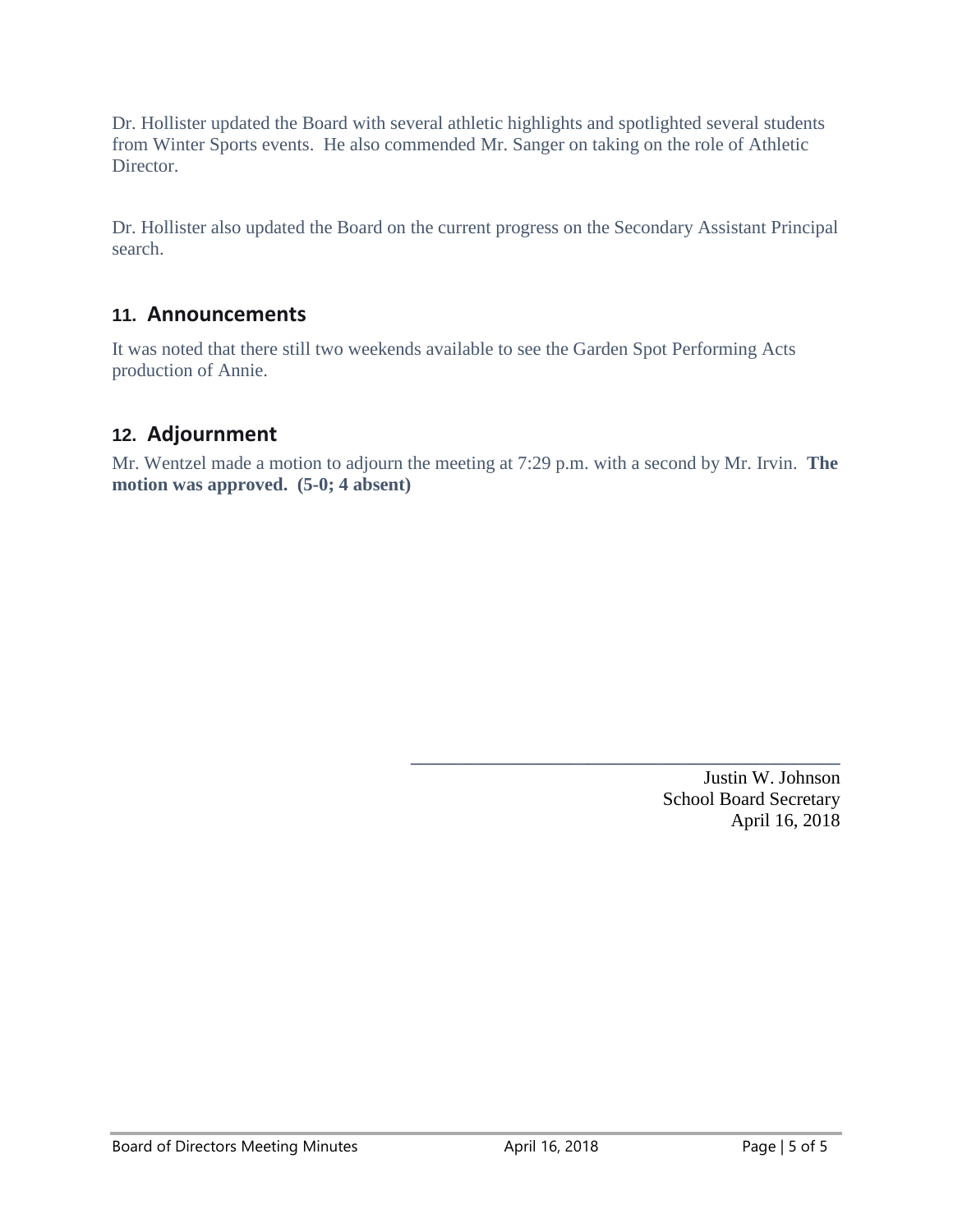Dr. Hollister updated the Board with several athletic highlights and spotlighted several students from Winter Sports events. He also commended Mr. Sanger on taking on the role of Athletic Director.

Dr. Hollister also updated the Board on the current progress on the Secondary Assistant Principal search.

## 11. Announcements

It was noted that there still two weekends available to see the Garden Spot Performing Acts production of Annie.

## 12. Adjournment

Mr. Wentzel made a motion to adjourn the meeting at 7:29 p.m. with a second by Mr. Irvin. **The motion was approved. (5-0; 4 absent)**

\_\_\_\_\_\_\_\_\_\_\_\_\_\_\_\_\_\_\_\_\_\_\_\_\_\_\_\_\_\_\_\_\_\_\_\_\_\_\_\_\_\_\_\_

Justin W. Johnson
School Board Secretary
April 16, 2018